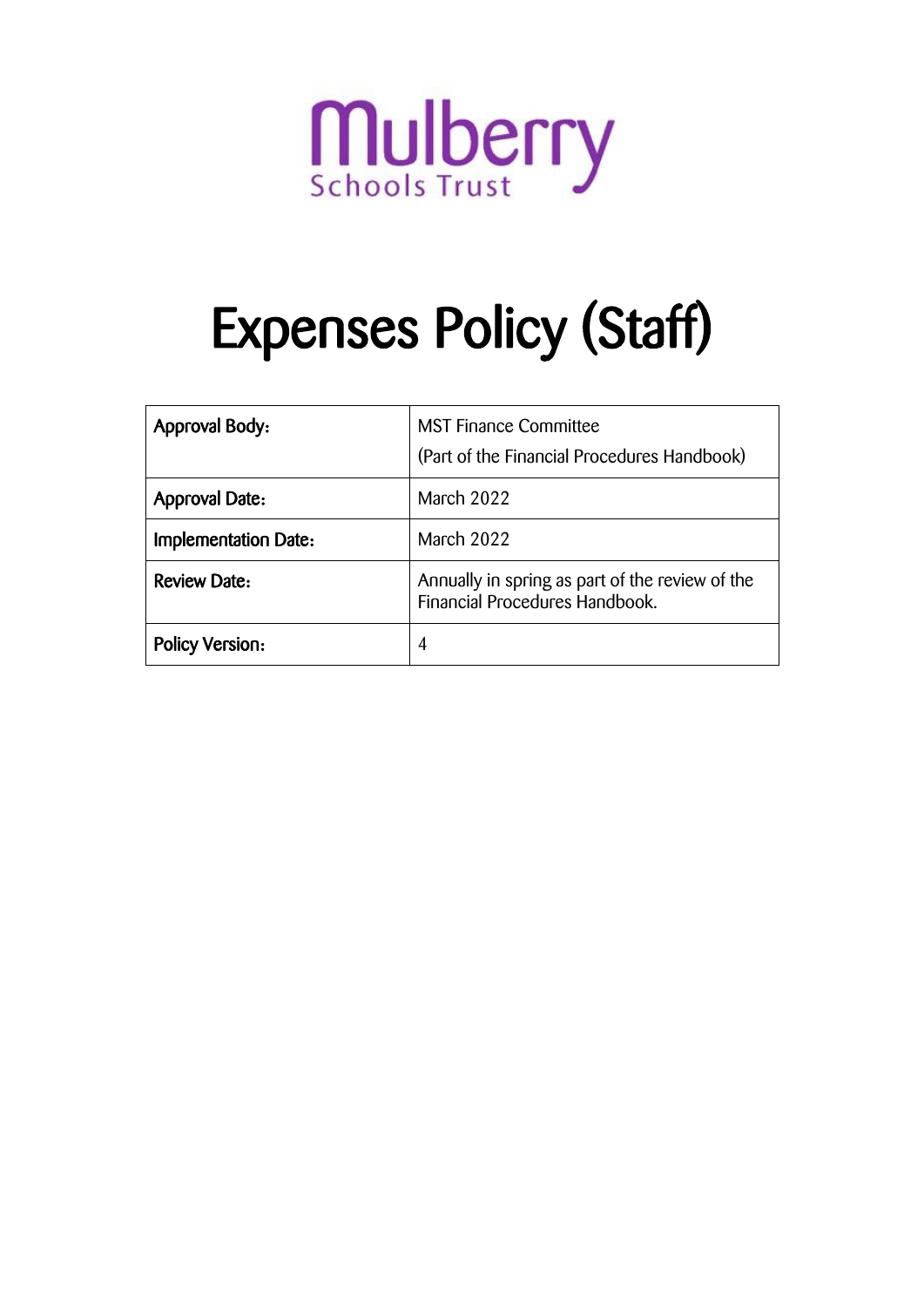Mulberry
Schools Trust

# Expenses Policy (Staff)

| **Approval Body:** | MST Finance Committee (Part of the Financial Procedures Handbook) |
|---|---|
| **Approval Date:** | March 2022 |
| **Implementation Date:** | March 2022 |
| **Review Date:** | Annually in spring as part of the review of the Financial Procedures Handbook. |
| **Policy Version:** | 4 |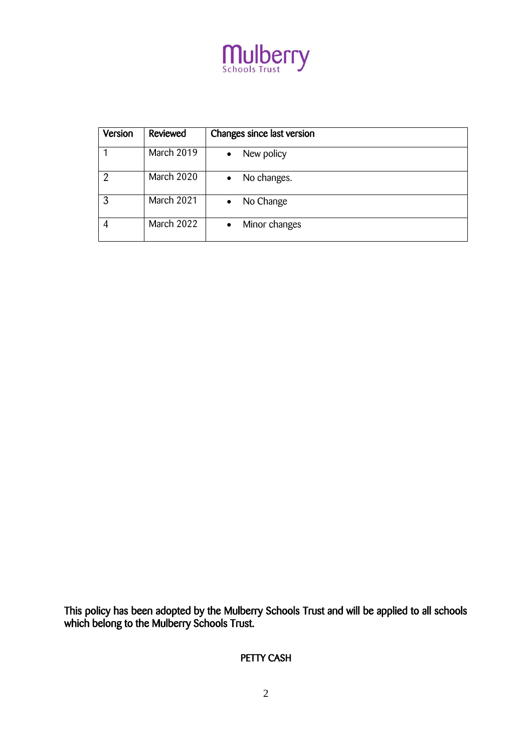Mulberry
Schools Trust

| Version | Reviewed | Changes since last version |
|---|---|---|
| 1 | March 2019 | • New policy |
| 2 | March 2020 | • No changes. |
| 3 | March 2021 | • No Change |
| 4 | March 2022 | • Minor changes |

This policy has been adopted by the Mulberry Schools Trust and will be applied to all schools which belong to the Mulberry Schools Trust.

PETTY CASH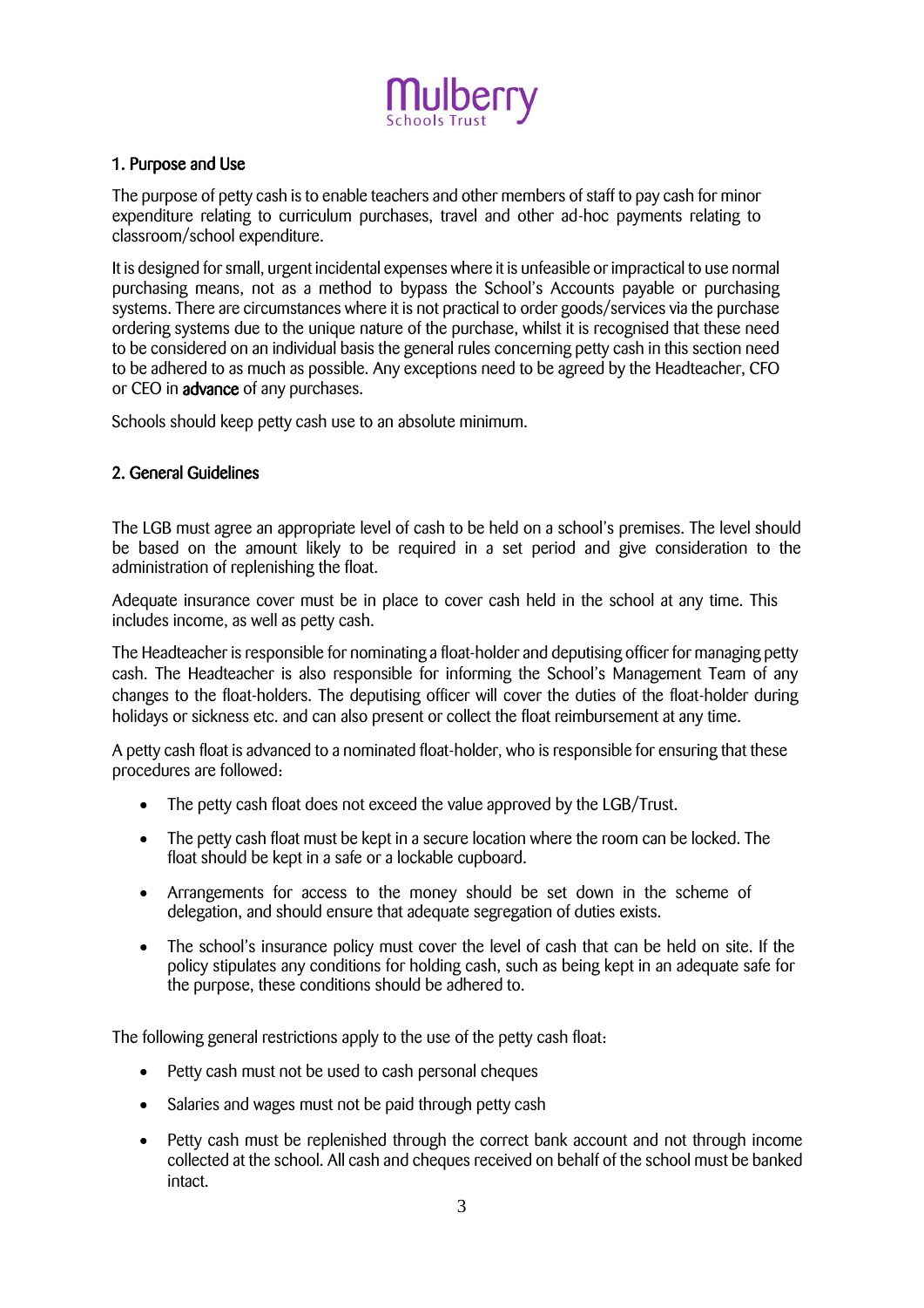## 1. Purpose and Use

The purpose of petty cash is to enable teachers and other members of staff to pay cash for minor expenditure relating to curriculum purchases, travel and other ad-hoc payments relating to classroom/school expenditure.

It is designed for small, urgent incidental expenses where it is unfeasible or impractical to use normal purchasing means, not as a method to bypass the School's Accounts payable or purchasing systems. There are circumstances where it is not practical to order goods/services via the purchase ordering systems due to the unique nature of the purchase, whilst it is recognised that these need to be considered on an individual basis the general rules concerning petty cash in this section need to be adhered to as much as possible. Any exceptions need to be agreed by the Headteacher, CFO or CEO in **advance** of any purchases.

Schools should keep petty cash use to an absolute minimum.

## 2. General Guidelines

The LGB must agree an appropriate level of cash to be held on a school's premises. The level should be based on the amount likely to be required in a set period and give consideration to the administration of replenishing the float.

Adequate insurance cover must be in place to cover cash held in the school at any time. This includes income, as well as petty cash.

The Headteacher is responsible for nominating a float-holder and deputising officer for managing petty cash. The Headteacher is also responsible for informing the School's Management Team of any changes to the float-holders. The deputising officer will cover the duties of the float-holder during holidays or sickness etc. and can also present or collect the float reimbursement at any time.

A petty cash float is advanced to a nominated float-holder, who is responsible for ensuring that these procedures are followed:

- The petty cash float does not exceed the value approved by the LGB/Trust.
- The petty cash float must be kept in a secure location where the room can be locked. The float should be kept in a safe or a lockable cupboard.
- Arrangements for access to the money should be set down in the scheme of delegation, and should ensure that adequate segregation of duties exists.
- The school's insurance policy must cover the level of cash that can be held on site. If the policy stipulates any conditions for holding cash, such as being kept in an adequate safe for the purpose, these conditions should be adhered to.

The following general restrictions apply to the use of the petty cash float:

- Petty cash must not be used to cash personal cheques
- Salaries and wages must not be paid through petty cash
- Petty cash must be replenished through the correct bank account and not through income collected at the school. All cash and cheques received on behalf of the school must be banked intact.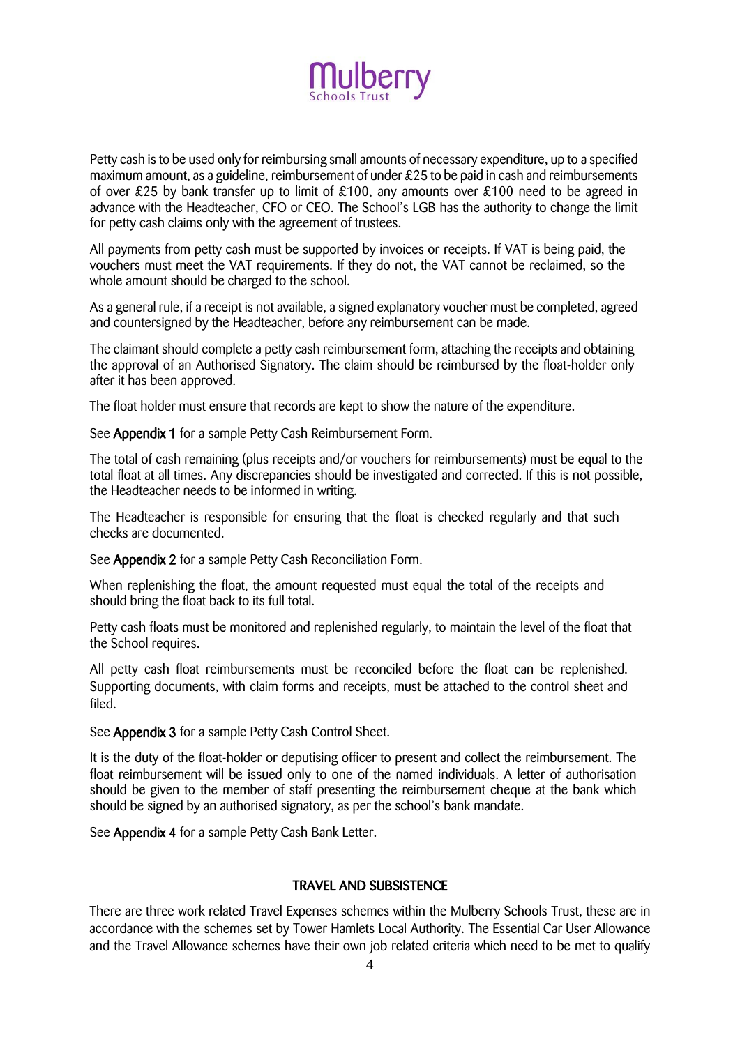Petty cash is to be used only for reimbursing small amounts of necessary expenditure, up to a specified maximum amount, as a guideline, reimbursement of under £25 to be paid in cash and reimbursements of over £25 by bank transfer up to limit of £100, any amounts over £100 need to be agreed in advance with the Headteacher, CFO or CEO. The School's LGB has the authority to change the limit for petty cash claims only with the agreement of trustees.

All payments from petty cash must be supported by invoices or receipts. If VAT is being paid, the vouchers must meet the VAT requirements. If they do not, the VAT cannot be reclaimed, so the whole amount should be charged to the school.

As a general rule, if a receipt is not available, a signed explanatory voucher must be completed, agreed and countersigned by the Headteacher, before any reimbursement can be made.

The claimant should complete a petty cash reimbursement form, attaching the receipts and obtaining the approval of an Authorised Signatory. The claim should be reimbursed by the float-holder only after it has been approved.

The float holder must ensure that records are kept to show the nature of the expenditure.

See **Appendix 1** for a sample Petty Cash Reimbursement Form.

The total of cash remaining (plus receipts and/or vouchers for reimbursements) must be equal to the total float at all times. Any discrepancies should be investigated and corrected. If this is not possible, the Headteacher needs to be informed in writing.

The Headteacher is responsible for ensuring that the float is checked regularly and that such checks are documented.

See **Appendix 2** for a sample Petty Cash Reconciliation Form.

When replenishing the float, the amount requested must equal the total of the receipts and should bring the float back to its full total.

Petty cash floats must be monitored and replenished regularly, to maintain the level of the float that the School requires.

All petty cash float reimbursements must be reconciled before the float can be replenished. Supporting documents, with claim forms and receipts, must be attached to the control sheet and filed.

See **Appendix 3** for a sample Petty Cash Control Sheet.

It is the duty of the float-holder or deputising officer to present and collect the reimbursement. The float reimbursement will be issued only to one of the named individuals. A letter of authorisation should be given to the member of staff presenting the reimbursement cheque at the bank which should be signed by an authorised signatory, as per the school's bank mandate.

See **Appendix 4** for a sample Petty Cash Bank Letter.

## TRAVEL AND SUBSISTENCE

There are three work related Travel Expenses schemes within the Mulberry Schools Trust, these are in accordance with the schemes set by Tower Hamlets Local Authority. The Essential Car User Allowance and the Travel Allowance schemes have their own job related criteria which need to be met to qualify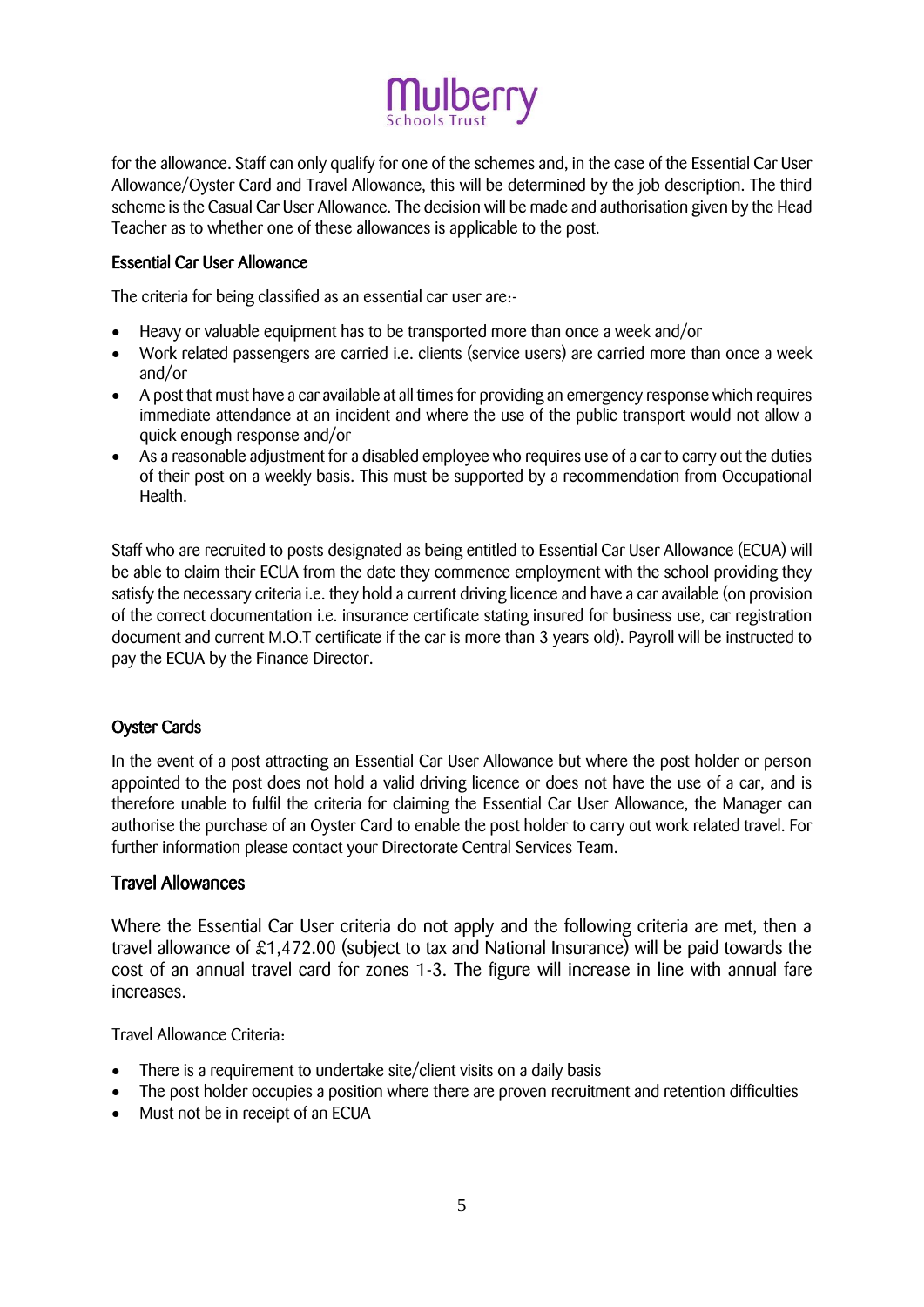for the allowance. Staff can only qualify for one of the schemes and, in the case of the Essential Car User Allowance/Oyster Card and Travel Allowance, this will be determined by the job description. The third scheme is the Casual Car User Allowance. The decision will be made and authorisation given by the Head Teacher as to whether one of these allowances is applicable to the post.

### Essential Car User Allowance

The criteria for being classified as an essential car user are:-

- Heavy or valuable equipment has to be transported more than once a week and/or
- Work related passengers are carried i.e. clients (service users) are carried more than once a week and/or
- A post that must have a car available at all times for providing an emergency response which requires immediate attendance at an incident and where the use of the public transport would not allow a quick enough response and/or
- As a reasonable adjustment for a disabled employee who requires use of a car to carry out the duties of their post on a weekly basis. This must be supported by a recommendation from Occupational Health.

Staff who are recruited to posts designated as being entitled to Essential Car User Allowance (ECUA) will be able to claim their ECUA from the date they commence employment with the school providing they satisfy the necessary criteria i.e. they hold a current driving licence and have a car available (on provision of the correct documentation i.e. insurance certificate stating insured for business use, car registration document and current M.O.T certificate if the car is more than 3 years old). Payroll will be instructed to pay the ECUA by the Finance Director.

### Oyster Cards

In the event of a post attracting an Essential Car User Allowance but where the post holder or person appointed to the post does not hold a valid driving licence or does not have the use of a car, and is therefore unable to fulfil the criteria for claiming the Essential Car User Allowance, the Manager can authorise the purchase of an Oyster Card to enable the post holder to carry out work related travel. For further information please contact your Directorate Central Services Team.

### Travel Allowances

Where the Essential Car User criteria do not apply and the following criteria are met, then a travel allowance of £1,472.00 (subject to tax and National Insurance) will be paid towards the cost of an annual travel card for zones 1-3. The figure will increase in line with annual fare increases.

Travel Allowance Criteria:

- There is a requirement to undertake site/client visits on a daily basis
- The post holder occupies a position where there are proven recruitment and retention difficulties
- Must not be in receipt of an ECUA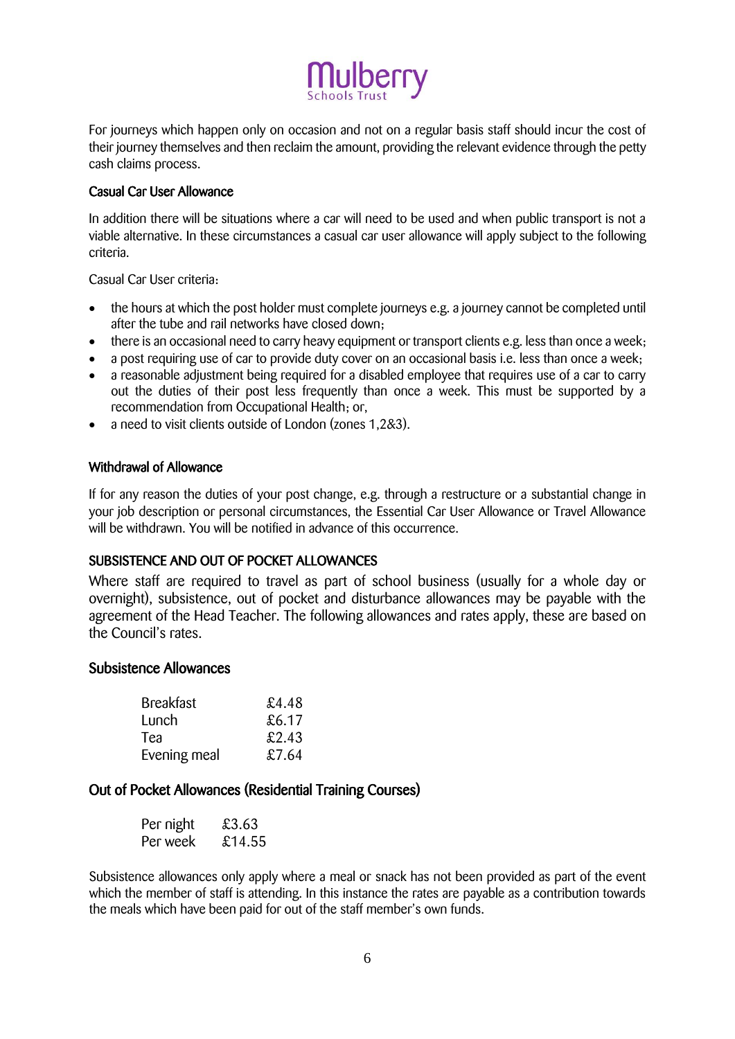For journeys which happen only on occasion and not on a regular basis staff should incur the cost of their journey themselves and then reclaim the amount, providing the relevant evidence through the petty cash claims process.

### Casual Car User Allowance

In addition there will be situations where a car will need to be used and when public transport is not a viable alternative. In these circumstances a casual car user allowance will apply subject to the following criteria.

Casual Car User criteria:

- the hours at which the post holder must complete journeys e.g. a journey cannot be completed until after the tube and rail networks have closed down;
- there is an occasional need to carry heavy equipment or transport clients e.g. less than once a week;
- a post requiring use of car to provide duty cover on an occasional basis i.e. less than once a week;
- a reasonable adjustment being required for a disabled employee that requires use of a car to carry out the duties of their post less frequently than once a week. This must be supported by a recommendation from Occupational Health; or,
- a need to visit clients outside of London (zones 1,2&3).

### Withdrawal of Allowance

If for any reason the duties of your post change, e.g. through a restructure or a substantial change in your job description or personal circumstances, the Essential Car User Allowance or Travel Allowance will be withdrawn. You will be notified in advance of this occurrence.

### SUBSISTENCE AND OUT OF POCKET ALLOWANCES

Where staff are required to travel as part of school business (usually for a whole day or overnight), subsistence, out of pocket and disturbance allowances may be payable with the agreement of the Head Teacher. The following allowances and rates apply, these are based on the Council's rates.

### Subsistence Allowances

| | |
|---|---|
| Breakfast | £4.48 |
| Lunch | £6.17 |
| Tea | £2.43 |
| Evening meal | £7.64 |

### Out of Pocket Allowances (Residential Training Courses)

| | |
|---|---|
| Per night | £3.63 |
| Per week | £14.55 |

Subsistence allowances only apply where a meal or snack has not been provided as part of the event which the member of staff is attending. In this instance the rates are payable as a contribution towards the meals which have been paid for out of the staff member's own funds.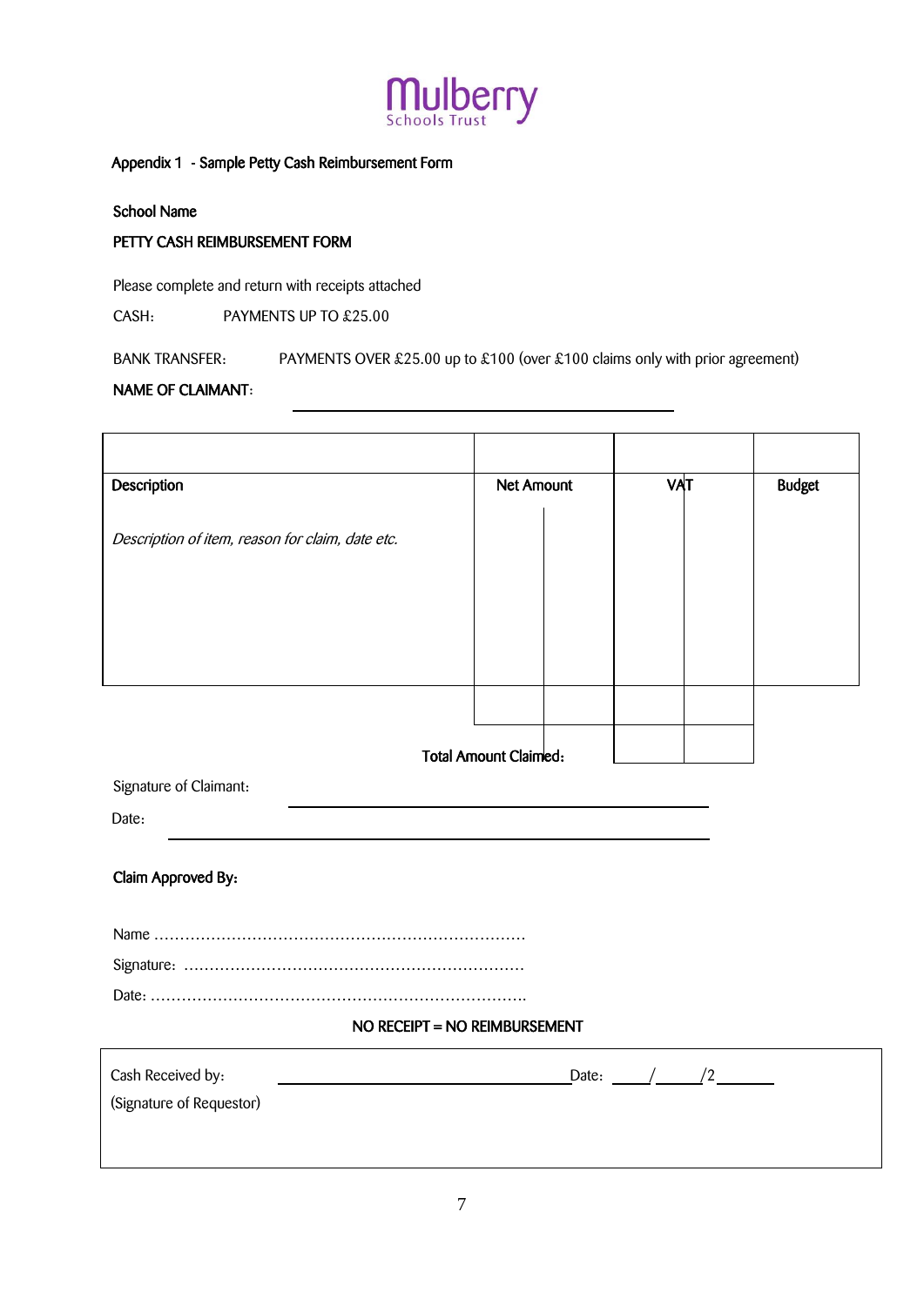Mulberry Schools Trust

Appendix 1 - Sample Petty Cash Reimbursement Form

**School Name**

**PETTY CASH REIMBURSEMENT FORM**

Please complete and return with receipts attached

CASH: PAYMENTS UP TO £25.00

BANK TRANSFER: PAYMENTS OVER £25.00 up to £100 (over £100 claims only with prior agreement)

**NAME OF CLAIMANT:** ______________________________

| Description | Net Amount | | VAT | | Budget |
|---|---|---|---|---|---|
| *Description of item, reason for claim, date etc.* | | | | | |
| | | | | | |
| **Total Amount Claimed:** | | | | | |

Signature of Claimant: ______________________________

Date: ______________________________

**Claim Approved By:**

Name ………………………………………………………………

Signature: …………………………………………………………

Date: ………………………………………………………………

**NO RECEIPT = NO REIMBURSEMENT**

Cash Received by: ______________________________ Date: ____/_____/2______

(Signature of Requestor)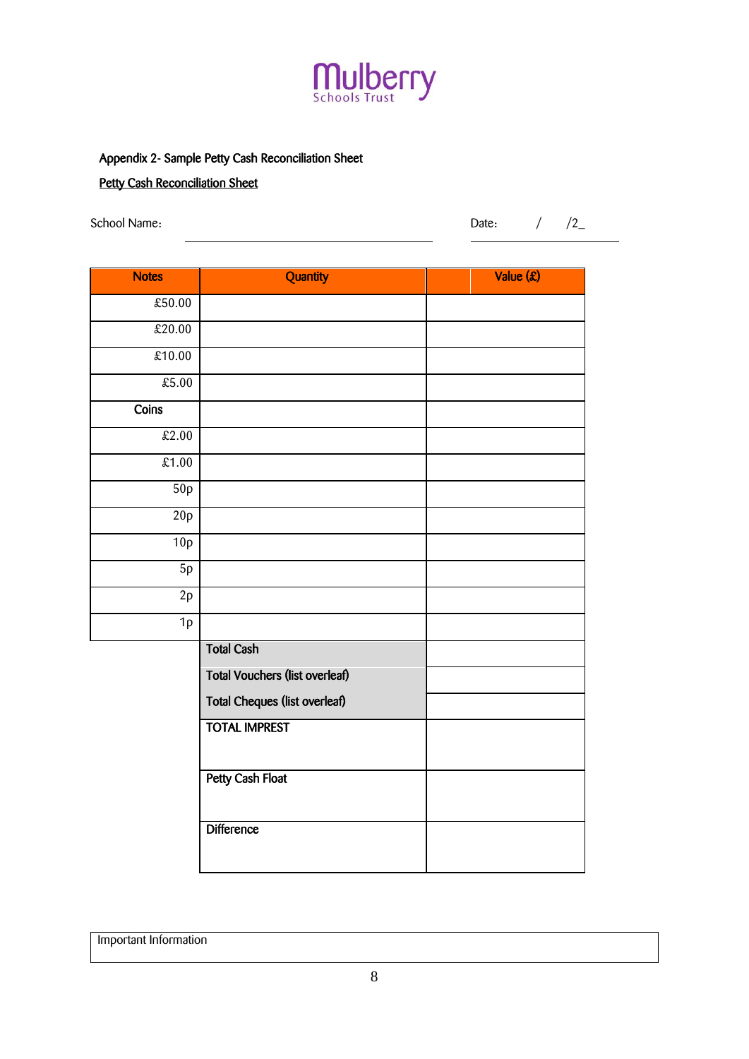Mulberry Schools Trust

Appendix 2- Sample Petty Cash Reconciliation Sheet

**Petty Cash Reconciliation Sheet**

School Name: ______________________________ Date: / /2_

| Notes | Quantity | Value (£) |
|---|---|---|
| £50.00 | | |
| £20.00 | | |
| £10.00 | | |
| £5.00 | | |
| **Coins** | | |
| £2.00 | | |
| £1.00 | | |
| 50p | | |
| 20p | | |
| 10p | | |
| 5p | | |
| 2p | | |
| 1p | | |
| | **Total Cash** | |
| | **Total Vouchers (list overleaf)** | |
| | **Total Cheques (list overleaf)** | |
| | **TOTAL IMPREST** | |
| | **Petty Cash Float** | |
| | **Difference** | |

Important Information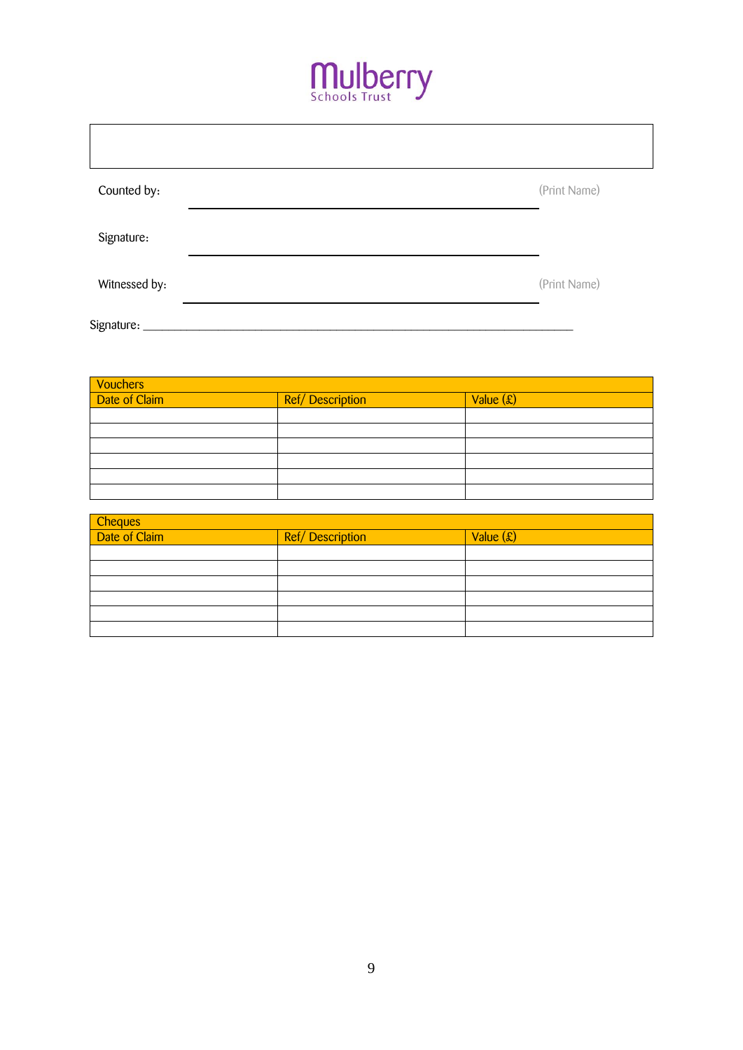Mulberry
Schools Trust

| |
|---|
| |

Counted by: ______________________________ (Print Name)

Signature: ______________________________

Witnessed by: ______________________________ (Print Name)

Signature: ________________________________________________

| Vouchers | | |
|---|---|---|
| Date of Claim | Ref/ Description | Value (£) |
| | | |
| | | |
| | | |
| | | |
| | | |
| | | |

| Cheques | | |
|---|---|---|
| Date of Claim | Ref/ Description | Value (£) |
| | | |
| | | |
| | | |
| | | |
| | | |
| | | |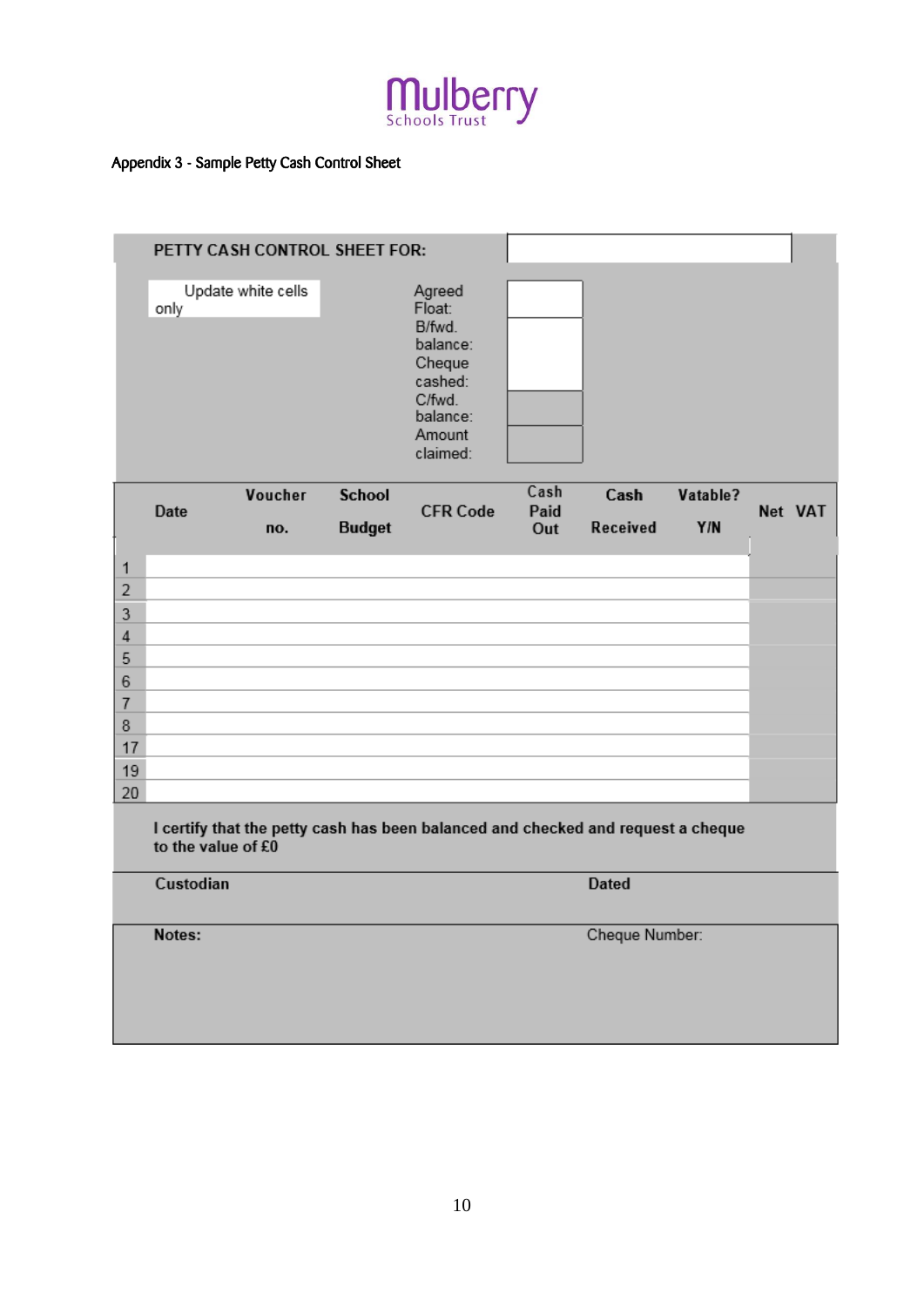Mulberry
Schools Trust

Appendix 3 - Sample Petty Cash Control Sheet

**PETTY CASH CONTROL SHEET FOR:**

Update white cells only

Agreed Float:

B/fwd. balance:

Cheque cashed:

C/fwd. balance:

Amount claimed:

| | Date | Voucher no. | School Budget | CFR Code | Cash Paid Out | Cash Received | Vatable? Y/N | Net | VAT |
|---|---|---|---|---|---|---|---|---|---|
| 1 | | | | | | | | | |
| 2 | | | | | | | | | |
| 3 | | | | | | | | | |
| 4 | | | | | | | | | |
| 5 | | | | | | | | | |
| 6 | | | | | | | | | |
| 7 | | | | | | | | | |
| 8 | | | | | | | | | |
| 17 | | | | | | | | | |
| 19 | | | | | | | | | |
| 20 | | | | | | | | | |

I certify that the petty cash has been balanced and checked and request a cheque to the value of £0

**Custodian** **Dated**

**Notes:** Cheque Number: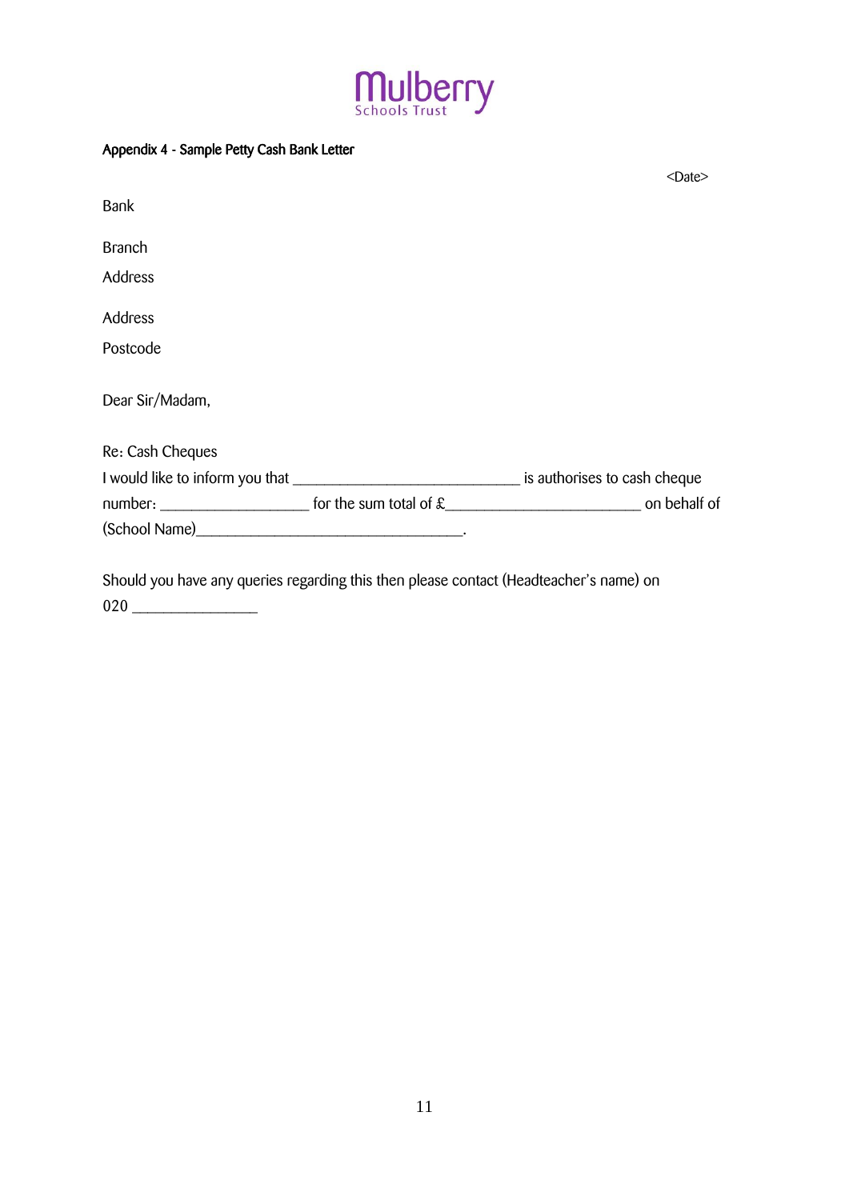Mulberry Schools Trust

**Appendix 4 - Sample Petty Cash Bank Letter**

<Date>

Bank

Branch

Address

Address

Postcode

Dear Sir/Madam,

Re: Cash Cheques

I would like to inform you that ____________________________ is authorises to cash cheque number: __________________ for the sum total of £________________________ on behalf of (School Name)_________________________________.

Should you have any queries regarding this then please contact (Headteacher's name) on 020 _______________